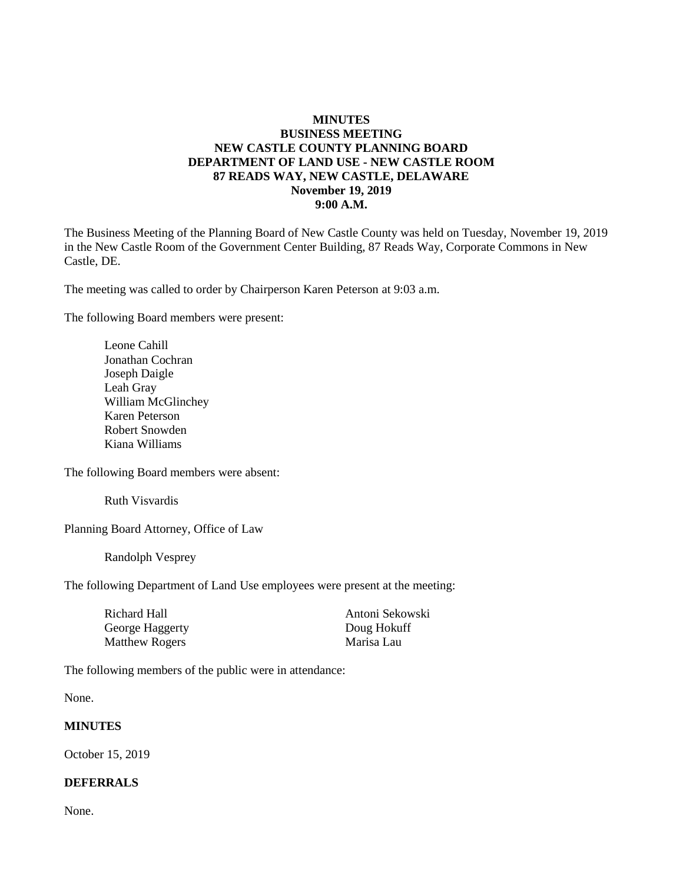**MINUTES**
**BUSINESS MEETING**
**NEW CASTLE COUNTY PLANNING BOARD**
**DEPARTMENT OF LAND USE - NEW CASTLE ROOM**
**87 READS WAY, NEW CASTLE, DELAWARE**
**November 19, 2019**
**9:00 A.M.**

The Business Meeting of the Planning Board of New Castle County was held on Tuesday, November 19, 2019 in the New Castle Room of the Government Center Building, 87 Reads Way, Corporate Commons in New Castle, DE.

The meeting was called to order by Chairperson Karen Peterson at 9:03 a.m.

The following Board members were present:

Leone Cahill
Jonathan Cochran
Joseph Daigle
Leah Gray
William McGlinchey
Karen Peterson
Robert Snowden
Kiana Williams

The following Board members were absent:

Ruth Visvardis

Planning Board Attorney, Office of Law

Randolph Vesprey

The following Department of Land Use employees were present at the meeting:

Richard Hall
George Haggerty
Matthew Rogers
Antoni Sekowski
Doug Hokuff
Marisa Lau

The following members of the public were in attendance:

None.

**MINUTES**

October 15, 2019

**DEFERRALS**

None.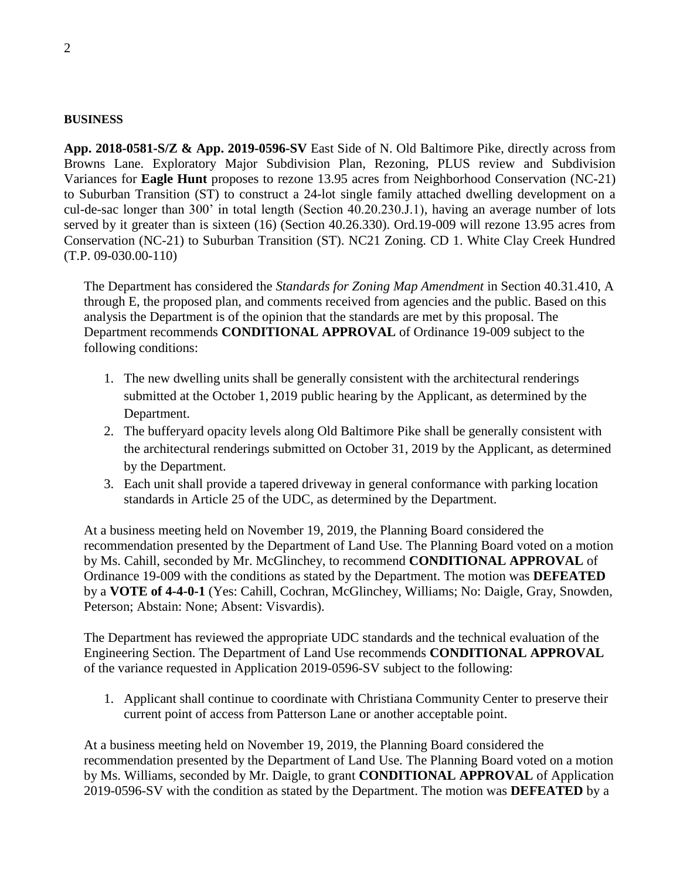**BUSINESS**

**App. 2018-0581-S/Z & App. 2019-0596-SV** East Side of N. Old Baltimore Pike, directly across from Browns Lane. Exploratory Major Subdivision Plan, Rezoning, PLUS review and Subdivision Variances for **Eagle Hunt** proposes to rezone 13.95 acres from Neighborhood Conservation (NC-21) to Suburban Transition (ST) to construct a 24-lot single family attached dwelling development on a cul-de-sac longer than 300' in total length (Section 40.20.230.J.1), having an average number of lots served by it greater than is sixteen (16) (Section 40.26.330). Ord.19-009 will rezone 13.95 acres from Conservation (NC-21) to Suburban Transition (ST). NC21 Zoning. CD 1. White Clay Creek Hundred (T.P. 09-030.00-110)

The Department has considered the *Standards for Zoning Map Amendment* in Section 40.31.410, A through E, the proposed plan, and comments received from agencies and the public. Based on this analysis the Department is of the opinion that the standards are met by this proposal. The Department recommends **CONDITIONAL APPROVAL** of Ordinance 19-009 subject to the following conditions:

1. The new dwelling units shall be generally consistent with the architectural renderings submitted at the October 1, 2019 public hearing by the Applicant, as determined by the Department.
2. The bufferyard opacity levels along Old Baltimore Pike shall be generally consistent with the architectural renderings submitted on October 31, 2019 by the Applicant, as determined by the Department.
3. Each unit shall provide a tapered driveway in general conformance with parking location standards in Article 25 of the UDC, as determined by the Department.

At a business meeting held on November 19, 2019, the Planning Board considered the recommendation presented by the Department of Land Use. The Planning Board voted on a motion by Ms. Cahill, seconded by Mr. McGlinchey, to recommend **CONDITIONAL APPROVAL** of Ordinance 19-009 with the conditions as stated by the Department. The motion was **DEFEATED** by a **VOTE of 4-4-0-1** (Yes: Cahill, Cochran, McGlinchey, Williams; No: Daigle, Gray, Snowden, Peterson; Abstain: None; Absent: Visvardis).

The Department has reviewed the appropriate UDC standards and the technical evaluation of the Engineering Section. The Department of Land Use recommends **CONDITIONAL APPROVAL** of the variance requested in Application 2019-0596-SV subject to the following:

1. Applicant shall continue to coordinate with Christiana Community Center to preserve their current point of access from Patterson Lane or another acceptable point.

At a business meeting held on November 19, 2019, the Planning Board considered the recommendation presented by the Department of Land Use. The Planning Board voted on a motion by Ms. Williams, seconded by Mr. Daigle, to grant **CONDITIONAL APPROVAL** of Application 2019-0596-SV with the condition as stated by the Department. The motion was **DEFEATED** by a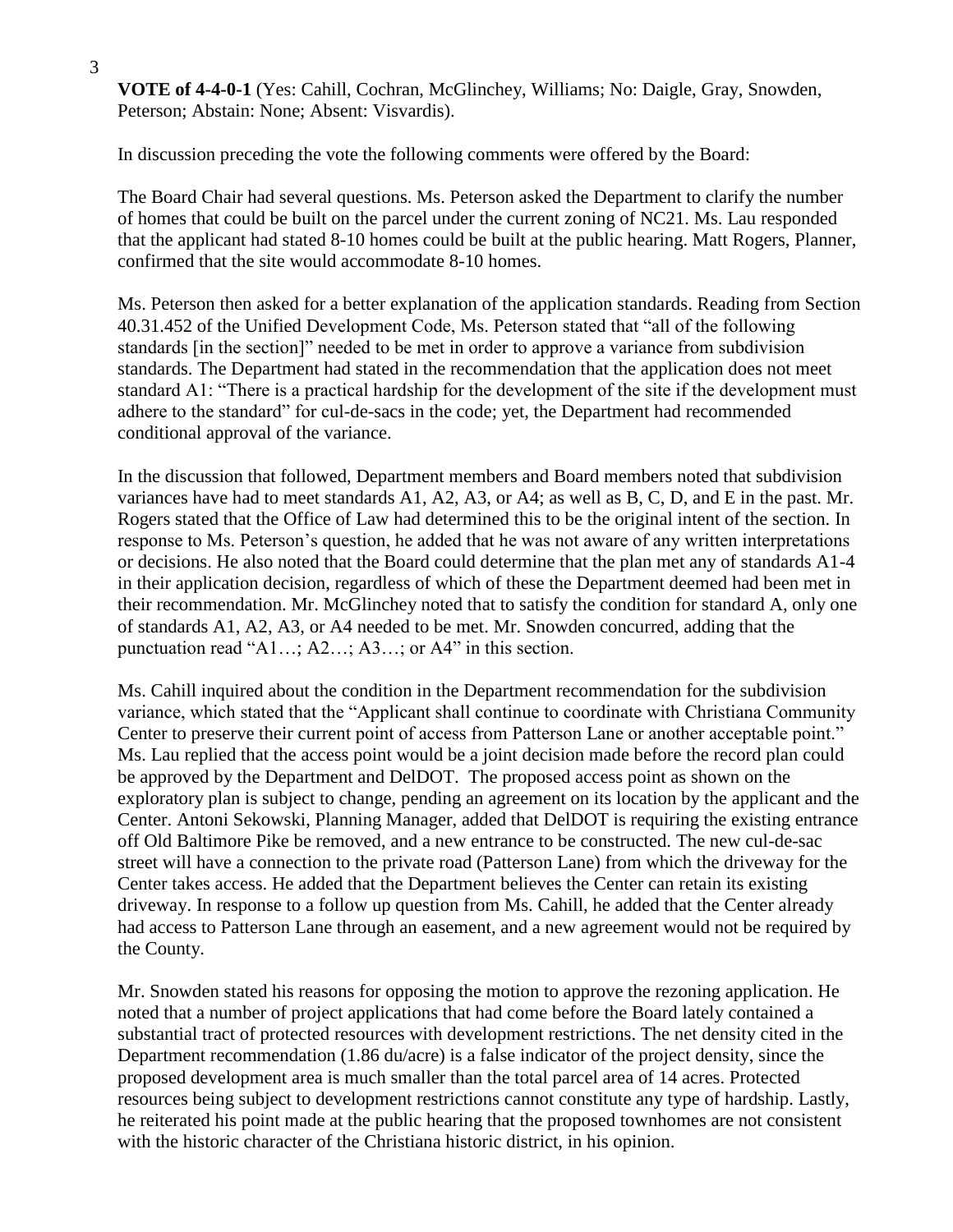**VOTE of 4-4-0-1** (Yes: Cahill, Cochran, McGlinchey, Williams; No: Daigle, Gray, Snowden, Peterson; Abstain: None; Absent: Visvardis).

In discussion preceding the vote the following comments were offered by the Board:

The Board Chair had several questions. Ms. Peterson asked the Department to clarify the number of homes that could be built on the parcel under the current zoning of NC21. Ms. Lau responded that the applicant had stated 8-10 homes could be built at the public hearing. Matt Rogers, Planner, confirmed that the site would accommodate 8-10 homes.

Ms. Peterson then asked for a better explanation of the application standards. Reading from Section 40.31.452 of the Unified Development Code, Ms. Peterson stated that "all of the following standards [in the section]" needed to be met in order to approve a variance from subdivision standards. The Department had stated in the recommendation that the application does not meet standard A1: "There is a practical hardship for the development of the site if the development must adhere to the standard" for cul-de-sacs in the code; yet, the Department had recommended conditional approval of the variance.

In the discussion that followed, Department members and Board members noted that subdivision variances have had to meet standards A1, A2, A3, or A4; as well as B, C, D, and E in the past. Mr. Rogers stated that the Office of Law had determined this to be the original intent of the section. In response to Ms. Peterson's question, he added that he was not aware of any written interpretations or decisions. He also noted that the Board could determine that the plan met any of standards A1-4 in their application decision, regardless of which of these the Department deemed had been met in their recommendation. Mr. McGlinchey noted that to satisfy the condition for standard A, only one of standards A1, A2, A3, or A4 needed to be met. Mr. Snowden concurred, adding that the punctuation read "A1…; A2…; A3…; or A4" in this section.

Ms. Cahill inquired about the condition in the Department recommendation for the subdivision variance, which stated that the "Applicant shall continue to coordinate with Christiana Community Center to preserve their current point of access from Patterson Lane or another acceptable point." Ms. Lau replied that the access point would be a joint decision made before the record plan could be approved by the Department and DelDOT. The proposed access point as shown on the exploratory plan is subject to change, pending an agreement on its location by the applicant and the Center. Antoni Sekowski, Planning Manager, added that DelDOT is requiring the existing entrance off Old Baltimore Pike be removed, and a new entrance to be constructed. The new cul-de-sac street will have a connection to the private road (Patterson Lane) from which the driveway for the Center takes access. He added that the Department believes the Center can retain its existing driveway. In response to a follow up question from Ms. Cahill, he added that the Center already had access to Patterson Lane through an easement, and a new agreement would not be required by the County.

Mr. Snowden stated his reasons for opposing the motion to approve the rezoning application. He noted that a number of project applications that had come before the Board lately contained a substantial tract of protected resources with development restrictions. The net density cited in the Department recommendation (1.86 du/acre) is a false indicator of the project density, since the proposed development area is much smaller than the total parcel area of 14 acres. Protected resources being subject to development restrictions cannot constitute any type of hardship. Lastly, he reiterated his point made at the public hearing that the proposed townhomes are not consistent with the historic character of the Christiana historic district, in his opinion.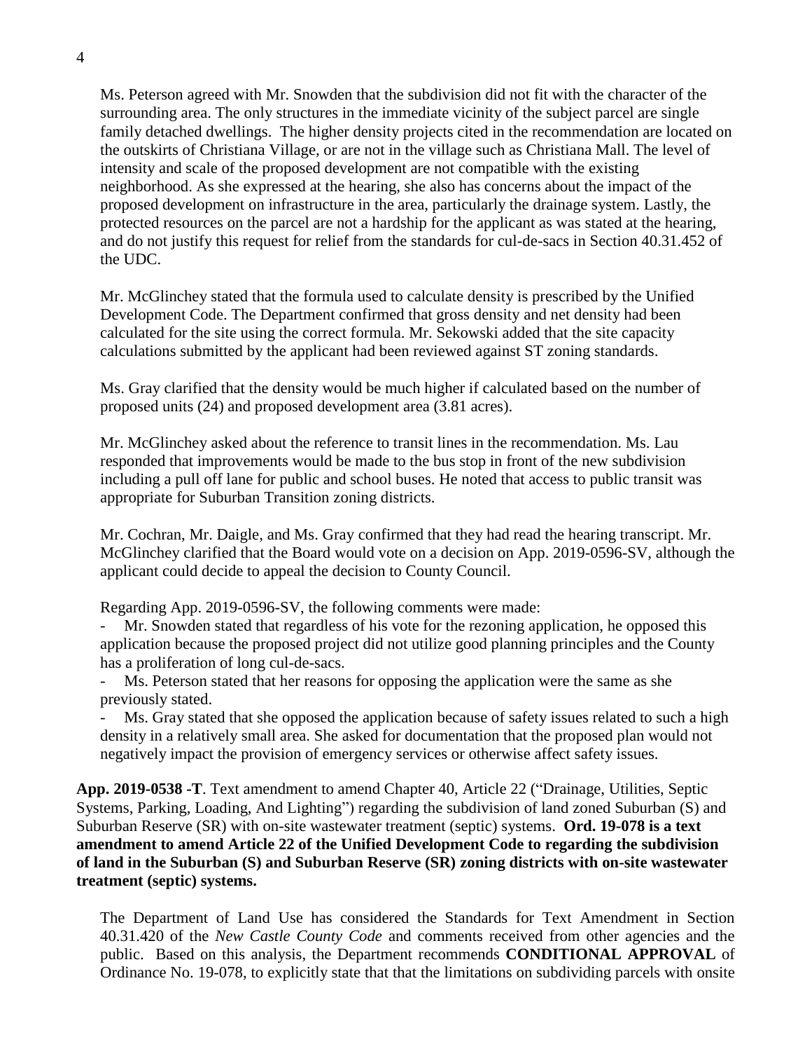Ms. Peterson agreed with Mr. Snowden that the subdivision did not fit with the character of the surrounding area. The only structures in the immediate vicinity of the subject parcel are single family detached dwellings. The higher density projects cited in the recommendation are located on the outskirts of Christiana Village, or are not in the village such as Christiana Mall. The level of intensity and scale of the proposed development are not compatible with the existing neighborhood. As she expressed at the hearing, she also has concerns about the impact of the proposed development on infrastructure in the area, particularly the drainage system. Lastly, the protected resources on the parcel are not a hardship for the applicant as was stated at the hearing, and do not justify this request for relief from the standards for cul-de-sacs in Section 40.31.452 of the UDC.

Mr. McGlinchey stated that the formula used to calculate density is prescribed by the Unified Development Code. The Department confirmed that gross density and net density had been calculated for the site using the correct formula. Mr. Sekowski added that the site capacity calculations submitted by the applicant had been reviewed against ST zoning standards.

Ms. Gray clarified that the density would be much higher if calculated based on the number of proposed units (24) and proposed development area (3.81 acres).

Mr. McGlinchey asked about the reference to transit lines in the recommendation. Ms. Lau responded that improvements would be made to the bus stop in front of the new subdivision including a pull off lane for public and school buses. He noted that access to public transit was appropriate for Suburban Transition zoning districts.

Mr. Cochran, Mr. Daigle, and Ms. Gray confirmed that they had read the hearing transcript. Mr. McGlinchey clarified that the Board would vote on a decision on App. 2019-0596-SV, although the applicant could decide to appeal the decision to County Council.

Regarding App. 2019-0596-SV, the following comments were made:

- Mr. Snowden stated that regardless of his vote for the rezoning application, he opposed this application because the proposed project did not utilize good planning principles and the County has a proliferation of long cul-de-sacs.
- Ms. Peterson stated that her reasons for opposing the application were the same as she previously stated.
- Ms. Gray stated that she opposed the application because of safety issues related to such a high density in a relatively small area. She asked for documentation that the proposed plan would not negatively impact the provision of emergency services or otherwise affect safety issues.

**App. 2019-0538 -T**. Text amendment to amend Chapter 40, Article 22 ("Drainage, Utilities, Septic Systems, Parking, Loading, And Lighting") regarding the subdivision of land zoned Suburban (S) and Suburban Reserve (SR) with on-site wastewater treatment (septic) systems. **Ord. 19-078 is a text amendment to amend Article 22 of the Unified Development Code to regarding the subdivision of land in the Suburban (S) and Suburban Reserve (SR) zoning districts with on-site wastewater treatment (septic) systems.**

The Department of Land Use has considered the Standards for Text Amendment in Section 40.31.420 of the *New Castle County Code* and comments received from other agencies and the public. Based on this analysis, the Department recommends **CONDITIONAL APPROVAL** of Ordinance No. 19-078, to explicitly state that that the limitations on subdividing parcels with onsite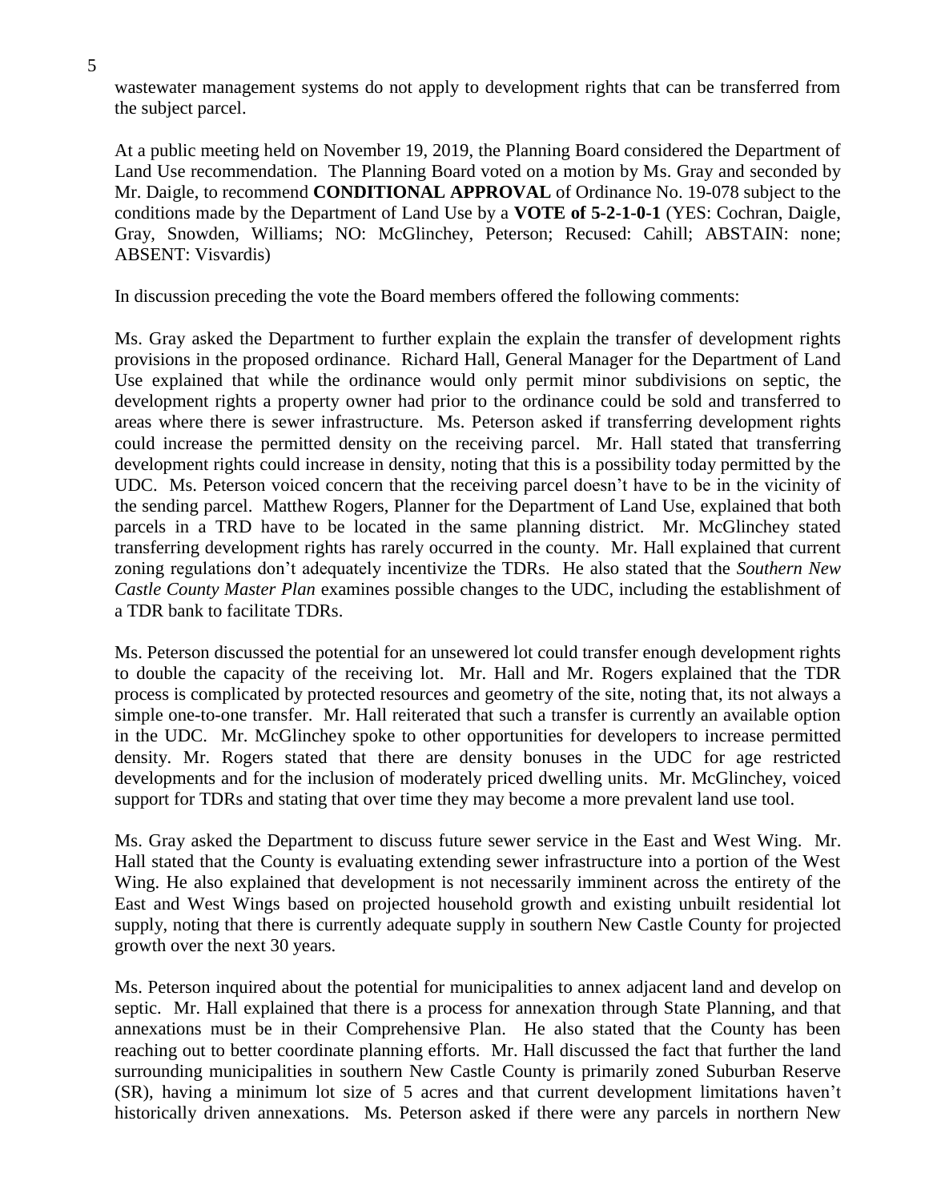wastewater management systems do not apply to development rights that can be transferred from the subject parcel.

At a public meeting held on November 19, 2019, the Planning Board considered the Department of Land Use recommendation. The Planning Board voted on a motion by Ms. Gray and seconded by Mr. Daigle, to recommend **CONDITIONAL APPROVAL** of Ordinance No. 19-078 subject to the conditions made by the Department of Land Use by a **VOTE of 5-2-1-0-1** (YES: Cochran, Daigle, Gray, Snowden, Williams; NO: McGlinchey, Peterson; Recused: Cahill; ABSTAIN: none; ABSENT: Visvardis)

In discussion preceding the vote the Board members offered the following comments:

Ms. Gray asked the Department to further explain the explain the transfer of development rights provisions in the proposed ordinance. Richard Hall, General Manager for the Department of Land Use explained that while the ordinance would only permit minor subdivisions on septic, the development rights a property owner had prior to the ordinance could be sold and transferred to areas where there is sewer infrastructure. Ms. Peterson asked if transferring development rights could increase the permitted density on the receiving parcel. Mr. Hall stated that transferring development rights could increase in density, noting that this is a possibility today permitted by the UDC. Ms. Peterson voiced concern that the receiving parcel doesn't have to be in the vicinity of the sending parcel. Matthew Rogers, Planner for the Department of Land Use, explained that both parcels in a TRD have to be located in the same planning district. Mr. McGlinchey stated transferring development rights has rarely occurred in the county. Mr. Hall explained that current zoning regulations don't adequately incentivize the TDRs. He also stated that the *Southern New Castle County Master Plan* examines possible changes to the UDC, including the establishment of a TDR bank to facilitate TDRs.

Ms. Peterson discussed the potential for an unsewered lot could transfer enough development rights to double the capacity of the receiving lot. Mr. Hall and Mr. Rogers explained that the TDR process is complicated by protected resources and geometry of the site, noting that, its not always a simple one-to-one transfer. Mr. Hall reiterated that such a transfer is currently an available option in the UDC. Mr. McGlinchey spoke to other opportunities for developers to increase permitted density. Mr. Rogers stated that there are density bonuses in the UDC for age restricted developments and for the inclusion of moderately priced dwelling units. Mr. McGlinchey, voiced support for TDRs and stating that over time they may become a more prevalent land use tool.

Ms. Gray asked the Department to discuss future sewer service in the East and West Wing. Mr. Hall stated that the County is evaluating extending sewer infrastructure into a portion of the West Wing. He also explained that development is not necessarily imminent across the entirety of the East and West Wings based on projected household growth and existing unbuilt residential lot supply, noting that there is currently adequate supply in southern New Castle County for projected growth over the next 30 years.

Ms. Peterson inquired about the potential for municipalities to annex adjacent land and develop on septic. Mr. Hall explained that there is a process for annexation through State Planning, and that annexations must be in their Comprehensive Plan. He also stated that the County has been reaching out to better coordinate planning efforts. Mr. Hall discussed the fact that further the land surrounding municipalities in southern New Castle County is primarily zoned Suburban Reserve (SR), having a minimum lot size of 5 acres and that current development limitations haven't historically driven annexations. Ms. Peterson asked if there were any parcels in northern New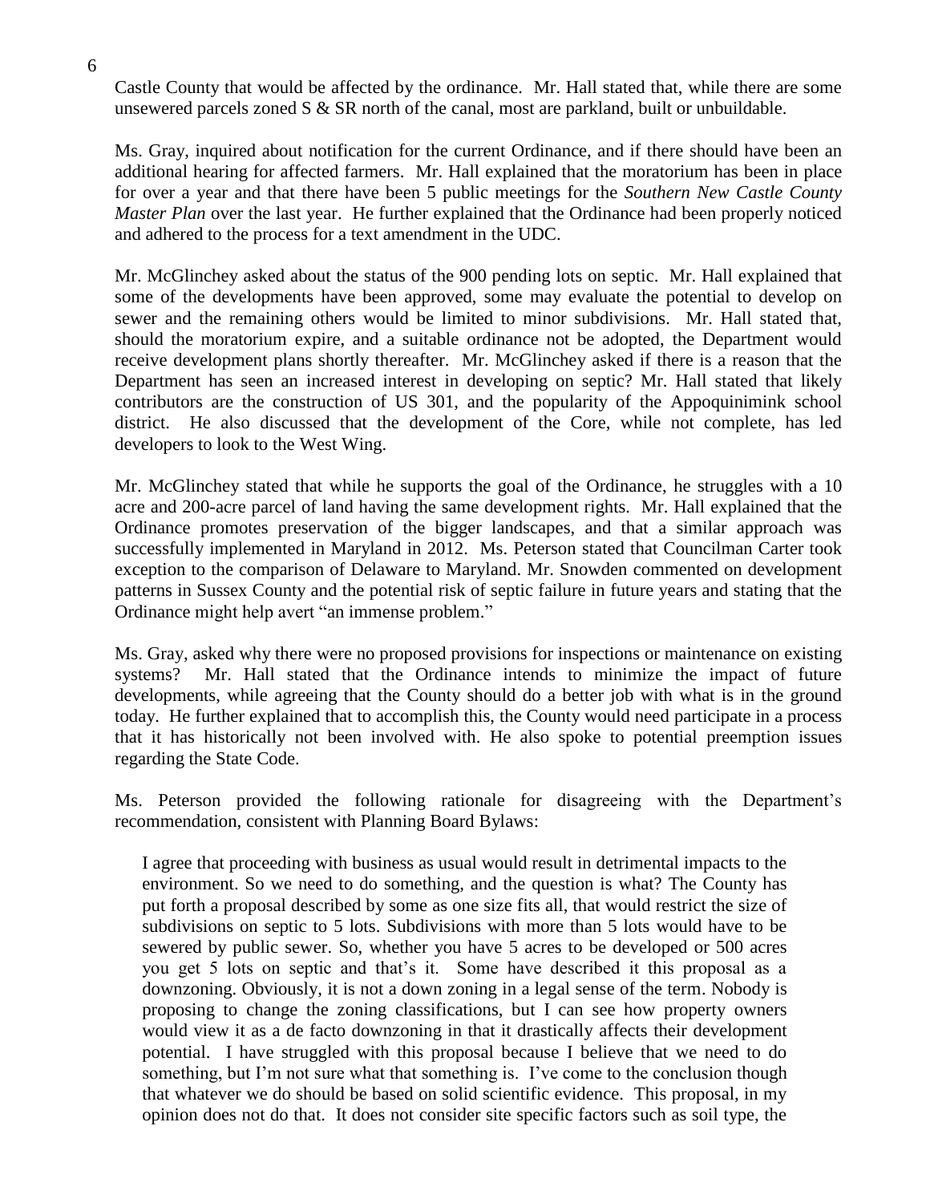Castle County that would be affected by the ordinance. Mr. Hall stated that, while there are some unsewered parcels zoned S & SR north of the canal, most are parkland, built or unbuildable.

Ms. Gray, inquired about notification for the current Ordinance, and if there should have been an additional hearing for affected farmers. Mr. Hall explained that the moratorium has been in place for over a year and that there have been 5 public meetings for the *Southern New Castle County Master Plan* over the last year. He further explained that the Ordinance had been properly noticed and adhered to the process for a text amendment in the UDC.

Mr. McGlinchey asked about the status of the 900 pending lots on septic. Mr. Hall explained that some of the developments have been approved, some may evaluate the potential to develop on sewer and the remaining others would be limited to minor subdivisions. Mr. Hall stated that, should the moratorium expire, and a suitable ordinance not be adopted, the Department would receive development plans shortly thereafter. Mr. McGlinchey asked if there is a reason that the Department has seen an increased interest in developing on septic? Mr. Hall stated that likely contributors are the construction of US 301, and the popularity of the Appoquinimink school district. He also discussed that the development of the Core, while not complete, has led developers to look to the West Wing.

Mr. McGlinchey stated that while he supports the goal of the Ordinance, he struggles with a 10 acre and 200-acre parcel of land having the same development rights. Mr. Hall explained that the Ordinance promotes preservation of the bigger landscapes, and that a similar approach was successfully implemented in Maryland in 2012. Ms. Peterson stated that Councilman Carter took exception to the comparison of Delaware to Maryland. Mr. Snowden commented on development patterns in Sussex County and the potential risk of septic failure in future years and stating that the Ordinance might help avert "an immense problem."

Ms. Gray, asked why there were no proposed provisions for inspections or maintenance on existing systems? Mr. Hall stated that the Ordinance intends to minimize the impact of future developments, while agreeing that the County should do a better job with what is in the ground today. He further explained that to accomplish this, the County would need participate in a process that it has historically not been involved with. He also spoke to potential preemption issues regarding the State Code.

Ms. Peterson provided the following rationale for disagreeing with the Department's recommendation, consistent with Planning Board Bylaws:

> I agree that proceeding with business as usual would result in detrimental impacts to the environment. So we need to do something, and the question is what? The County has put forth a proposal described by some as one size fits all, that would restrict the size of subdivisions on septic to 5 lots. Subdivisions with more than 5 lots would have to be sewered by public sewer. So, whether you have 5 acres to be developed or 500 acres you get 5 lots on septic and that's it. Some have described it this proposal as a downzoning. Obviously, it is not a down zoning in a legal sense of the term. Nobody is proposing to change the zoning classifications, but I can see how property owners would view it as a de facto downzoning in that it drastically affects their development potential. I have struggled with this proposal because I believe that we need to do something, but I'm not sure what that something is. I've come to the conclusion though that whatever we do should be based on solid scientific evidence. This proposal, in my opinion does not do that. It does not consider site specific factors such as soil type, the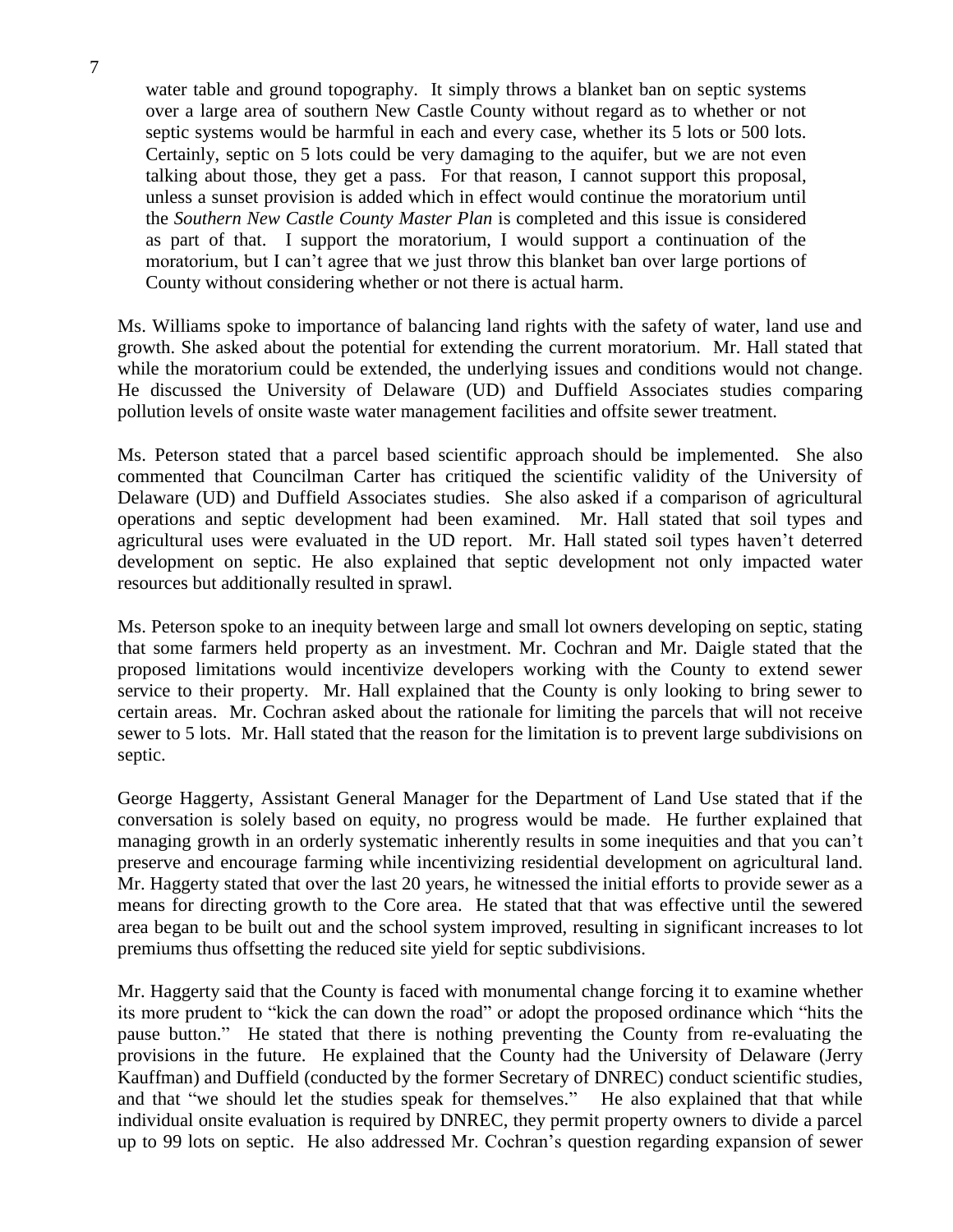water table and ground topography. It simply throws a blanket ban on septic systems over a large area of southern New Castle County without regard as to whether or not septic systems would be harmful in each and every case, whether its 5 lots or 500 lots. Certainly, septic on 5 lots could be very damaging to the aquifer, but we are not even talking about those, they get a pass. For that reason, I cannot support this proposal, unless a sunset provision is added which in effect would continue the moratorium until the *Southern New Castle County Master Plan* is completed and this issue is considered as part of that. I support the moratorium, I would support a continuation of the moratorium, but I can't agree that we just throw this blanket ban over large portions of County without considering whether or not there is actual harm.

Ms. Williams spoke to importance of balancing land rights with the safety of water, land use and growth. She asked about the potential for extending the current moratorium. Mr. Hall stated that while the moratorium could be extended, the underlying issues and conditions would not change. He discussed the University of Delaware (UD) and Duffield Associates studies comparing pollution levels of onsite waste water management facilities and offsite sewer treatment.

Ms. Peterson stated that a parcel based scientific approach should be implemented. She also commented that Councilman Carter has critiqued the scientific validity of the University of Delaware (UD) and Duffield Associates studies. She also asked if a comparison of agricultural operations and septic development had been examined. Mr. Hall stated that soil types and agricultural uses were evaluated in the UD report. Mr. Hall stated soil types haven't deterred development on septic. He also explained that septic development not only impacted water resources but additionally resulted in sprawl.

Ms. Peterson spoke to an inequity between large and small lot owners developing on septic, stating that some farmers held property as an investment. Mr. Cochran and Mr. Daigle stated that the proposed limitations would incentivize developers working with the County to extend sewer service to their property. Mr. Hall explained that the County is only looking to bring sewer to certain areas. Mr. Cochran asked about the rationale for limiting the parcels that will not receive sewer to 5 lots. Mr. Hall stated that the reason for the limitation is to prevent large subdivisions on septic.

George Haggerty, Assistant General Manager for the Department of Land Use stated that if the conversation is solely based on equity, no progress would be made. He further explained that managing growth in an orderly systematic inherently results in some inequities and that you can't preserve and encourage farming while incentivizing residential development on agricultural land. Mr. Haggerty stated that over the last 20 years, he witnessed the initial efforts to provide sewer as a means for directing growth to the Core area. He stated that that was effective until the sewered area began to be built out and the school system improved, resulting in significant increases to lot premiums thus offsetting the reduced site yield for septic subdivisions.

Mr. Haggerty said that the County is faced with monumental change forcing it to examine whether its more prudent to "kick the can down the road" or adopt the proposed ordinance which "hits the pause button." He stated that there is nothing preventing the County from re-evaluating the provisions in the future. He explained that the County had the University of Delaware (Jerry Kauffman) and Duffield (conducted by the former Secretary of DNREC) conduct scientific studies, and that "we should let the studies speak for themselves." He also explained that that while individual onsite evaluation is required by DNREC, they permit property owners to divide a parcel up to 99 lots on septic. He also addressed Mr. Cochran's question regarding expansion of sewer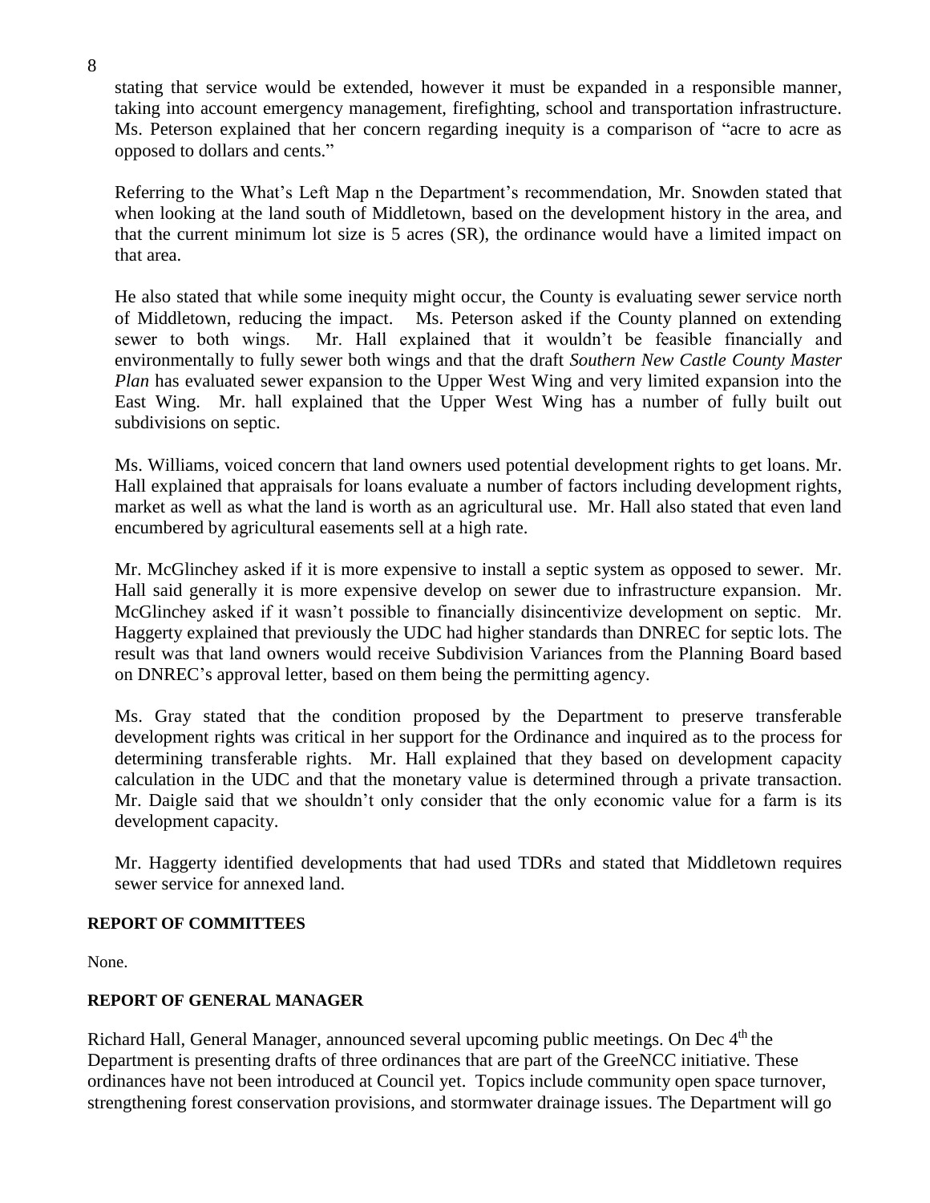stating that service would be extended, however it must be expanded in a responsible manner, taking into account emergency management, firefighting, school and transportation infrastructure. Ms. Peterson explained that her concern regarding inequity is a comparison of "acre to acre as opposed to dollars and cents."

Referring to the What's Left Map n the Department's recommendation, Mr. Snowden stated that when looking at the land south of Middletown, based on the development history in the area, and that the current minimum lot size is 5 acres (SR), the ordinance would have a limited impact on that area.

He also stated that while some inequity might occur, the County is evaluating sewer service north of Middletown, reducing the impact. Ms. Peterson asked if the County planned on extending sewer to both wings. Mr. Hall explained that it wouldn't be feasible financially and environmentally to fully sewer both wings and that the draft *Southern New Castle County Master Plan* has evaluated sewer expansion to the Upper West Wing and very limited expansion into the East Wing. Mr. hall explained that the Upper West Wing has a number of fully built out subdivisions on septic.

Ms. Williams, voiced concern that land owners used potential development rights to get loans. Mr. Hall explained that appraisals for loans evaluate a number of factors including development rights, market as well as what the land is worth as an agricultural use. Mr. Hall also stated that even land encumbered by agricultural easements sell at a high rate.

Mr. McGlinchey asked if it is more expensive to install a septic system as opposed to sewer. Mr. Hall said generally it is more expensive develop on sewer due to infrastructure expansion. Mr. McGlinchey asked if it wasn't possible to financially disincentivize development on septic. Mr. Haggerty explained that previously the UDC had higher standards than DNREC for septic lots. The result was that land owners would receive Subdivision Variances from the Planning Board based on DNREC's approval letter, based on them being the permitting agency.

Ms. Gray stated that the condition proposed by the Department to preserve transferable development rights was critical in her support for the Ordinance and inquired as to the process for determining transferable rights. Mr. Hall explained that they based on development capacity calculation in the UDC and that the monetary value is determined through a private transaction. Mr. Daigle said that we shouldn't only consider that the only economic value for a farm is its development capacity.

Mr. Haggerty identified developments that had used TDRs and stated that Middletown requires sewer service for annexed land.

**REPORT OF COMMITTEES**

None.

**REPORT OF GENERAL MANAGER**

Richard Hall, General Manager, announced several upcoming public meetings. On Dec 4th the Department is presenting drafts of three ordinances that are part of the GreeNCC initiative. These ordinances have not been introduced at Council yet. Topics include community open space turnover, strengthening forest conservation provisions, and stormwater drainage issues. The Department will go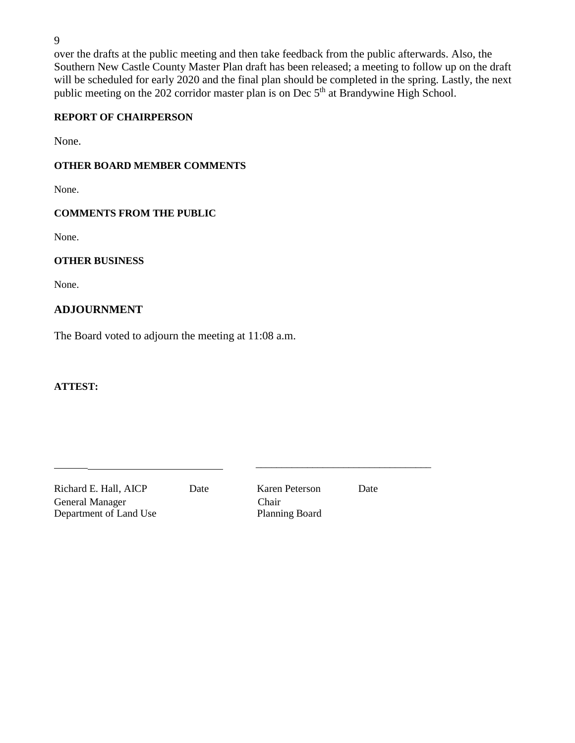over the drafts at the public meeting and then take feedback from the public afterwards. Also, the Southern New Castle County Master Plan draft has been released; a meeting to follow up on the draft will be scheduled for early 2020 and the final plan should be completed in the spring. Lastly, the next public meeting on the 202 corridor master plan is on Dec 5th at Brandywine High School.

**REPORT OF CHAIRPERSON**

None.

**OTHER BOARD MEMBER COMMENTS**

None.

**COMMENTS FROM THE PUBLIC**

None.

**OTHER BUSINESS**

None.

**ADJOURNMENT**

The Board voted to adjourn the meeting at 11:08 a.m.

**ATTEST:**

\_\_\_\_\_\_\_\_\_\_\_\_\_\_\_\_\_\_\_\_\_\_\_\_\_\_\_\_\_\_\_\_ \_\_\_\_\_\_\_\_\_\_\_\_\_\_\_\_\_\_\_\_\_\_\_\_\_\_\_\_\_\_\_\_

Richard E. Hall, AICP Date
General Manager
Department of Land Use

Karen Peterson Date
Chair
Planning Board